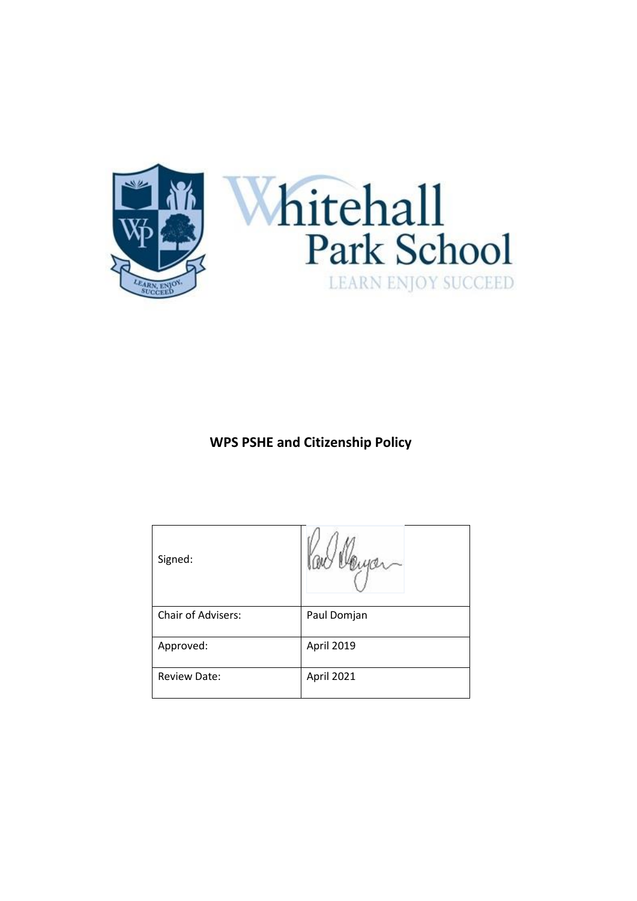Whitehall Park School

LEARN ENJOY SUCCEED

# WPS PSHE and Citizenship Policy

| Signed: | |
| --- | --- |
| Chair of Advisers: | Paul Domjan |
| Approved: | April 2019 |
| Review Date: | April 2021 |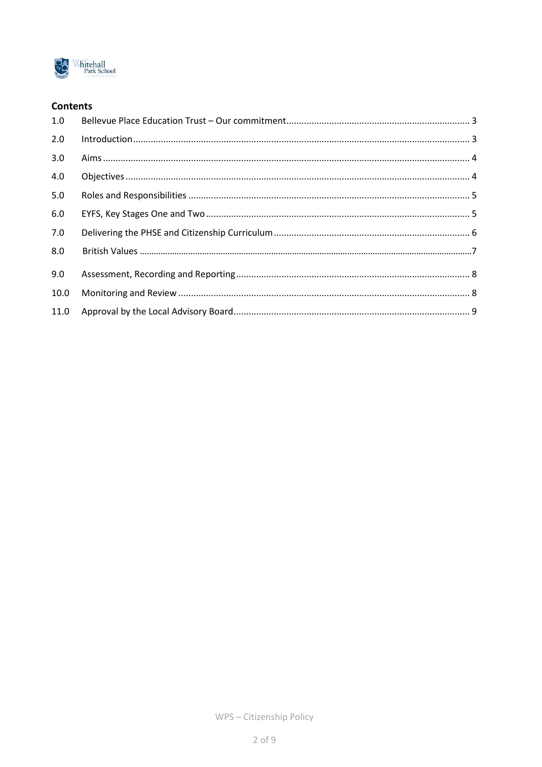## Contents

| | | |
|---|---|---|
| 1.0 | Bellevue Place Education Trust – Our commitment | 3 |
| 2.0 | Introduction | 3 |
| 3.0 | Aims | 4 |
| 4.0 | Objectives | 4 |
| 5.0 | Roles and Responsibilities | 5 |
| 6.0 | EYFS, Key Stages One and Two | 5 |
| 7.0 | Delivering the PHSE and Citizenship Curriculum | 6 |
| 8.0 | British Values | 7 |
| 9.0 | Assessment, Recording and Reporting | 8 |
| 10.0 | Monitoring and Review | 8 |
| 11.0 | Approval by the Local Advisory Board | 9 |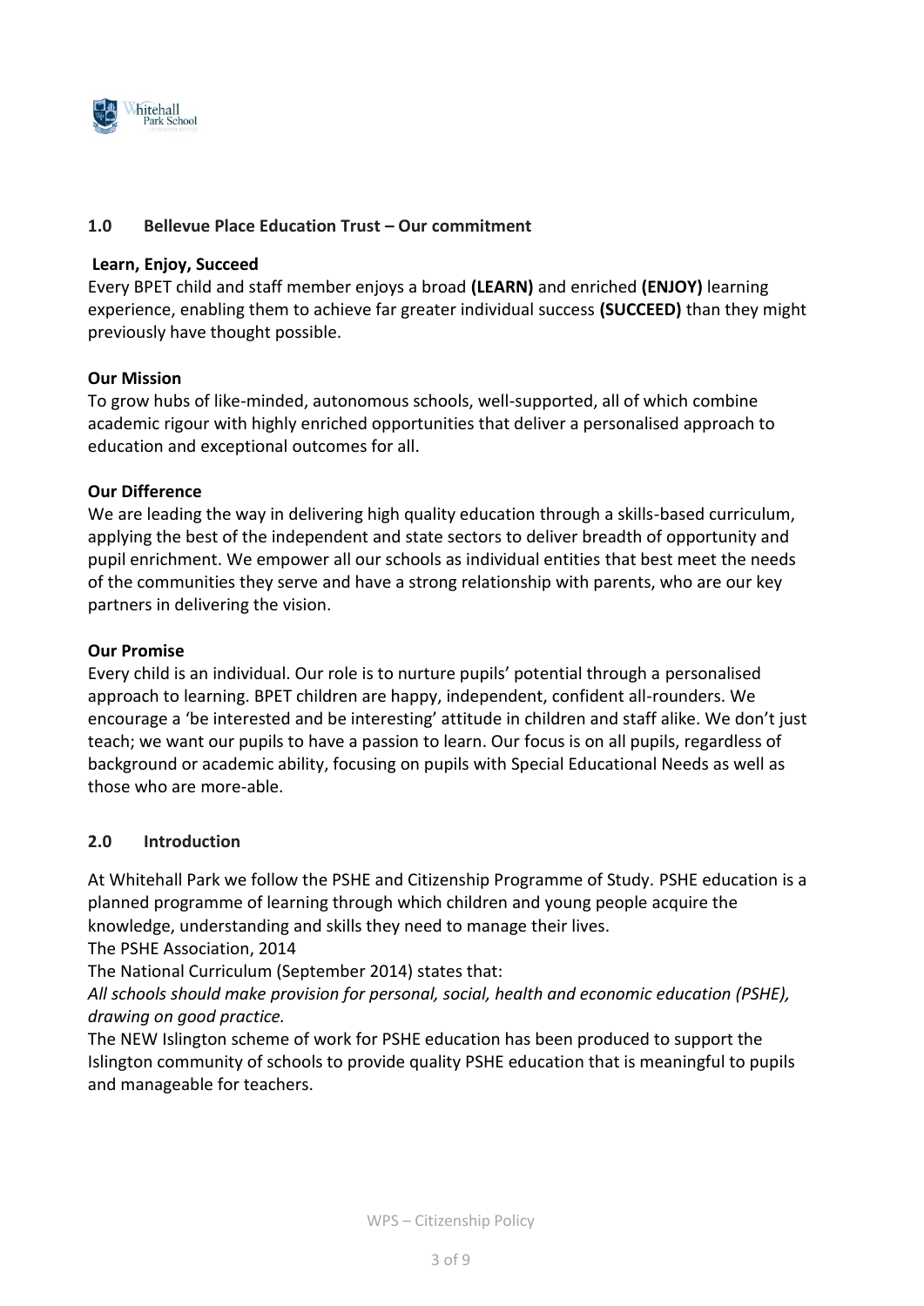## 1.0 Bellevue Place Education Trust – Our commitment

**Learn, Enjoy, Succeed**

Every BPET child and staff member enjoys a broad **(LEARN)** and enriched **(ENJOY)** learning experience, enabling them to achieve far greater individual success **(SUCCEED)** than they might previously have thought possible.

**Our Mission**

To grow hubs of like-minded, autonomous schools, well-supported, all of which combine academic rigour with highly enriched opportunities that deliver a personalised approach to education and exceptional outcomes for all.

**Our Difference**

We are leading the way in delivering high quality education through a skills-based curriculum, applying the best of the independent and state sectors to deliver breadth of opportunity and pupil enrichment. We empower all our schools as individual entities that best meet the needs of the communities they serve and have a strong relationship with parents, who are our key partners in delivering the vision.

**Our Promise**

Every child is an individual. Our role is to nurture pupils' potential through a personalised approach to learning. BPET children are happy, independent, confident all-rounders. We encourage a 'be interested and be interesting' attitude in children and staff alike. We don't just teach; we want our pupils to have a passion to learn. Our focus is on all pupils, regardless of background or academic ability, focusing on pupils with Special Educational Needs as well as those who are more-able.

## 2.0 Introduction

At Whitehall Park we follow the PSHE and Citizenship Programme of Study. PSHE education is a planned programme of learning through which children and young people acquire the knowledge, understanding and skills they need to manage their lives.

The PSHE Association, 2014

The National Curriculum (September 2014) states that:

*All schools should make provision for personal, social, health and economic education (PSHE), drawing on good practice.*

The NEW Islington scheme of work for PSHE education has been produced to support the Islington community of schools to provide quality PSHE education that is meaningful to pupils and manageable for teachers.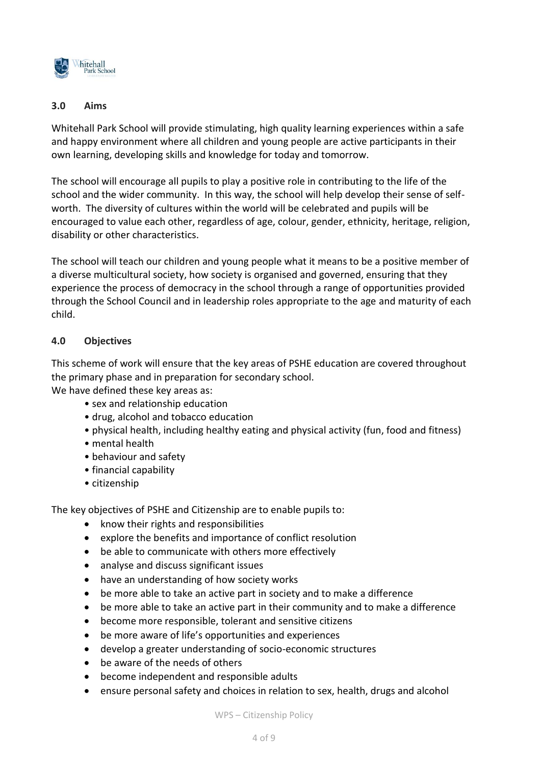## 3.0 Aims

Whitehall Park School will provide stimulating, high quality learning experiences within a safe and happy environment where all children and young people are active participants in their own learning, developing skills and knowledge for today and tomorrow.

The school will encourage all pupils to play a positive role in contributing to the life of the school and the wider community. In this way, the school will help develop their sense of self-worth. The diversity of cultures within the world will be celebrated and pupils will be encouraged to value each other, regardless of age, colour, gender, ethnicity, heritage, religion, disability or other characteristics.

The school will teach our children and young people what it means to be a positive member of a diverse multicultural society, how society is organised and governed, ensuring that they experience the process of democracy in the school through a range of opportunities provided through the School Council and in leadership roles appropriate to the age and maturity of each child.

## 4.0 Objectives

This scheme of work will ensure that the key areas of PSHE education are covered throughout the primary phase and in preparation for secondary school.
We have defined these key areas as:

- sex and relationship education
- drug, alcohol and tobacco education
- physical health, including healthy eating and physical activity (fun, food and fitness)
- mental health
- behaviour and safety
- financial capability
- citizenship

The key objectives of PSHE and Citizenship are to enable pupils to:

- know their rights and responsibilities
- explore the benefits and importance of conflict resolution
- be able to communicate with others more effectively
- analyse and discuss significant issues
- have an understanding of how society works
- be more able to take an active part in society and to make a difference
- be more able to take an active part in their community and to make a difference
- become more responsible, tolerant and sensitive citizens
- be more aware of life's opportunities and experiences
- develop a greater understanding of socio-economic structures
- be aware of the needs of others
- become independent and responsible adults
- ensure personal safety and choices in relation to sex, health, drugs and alcohol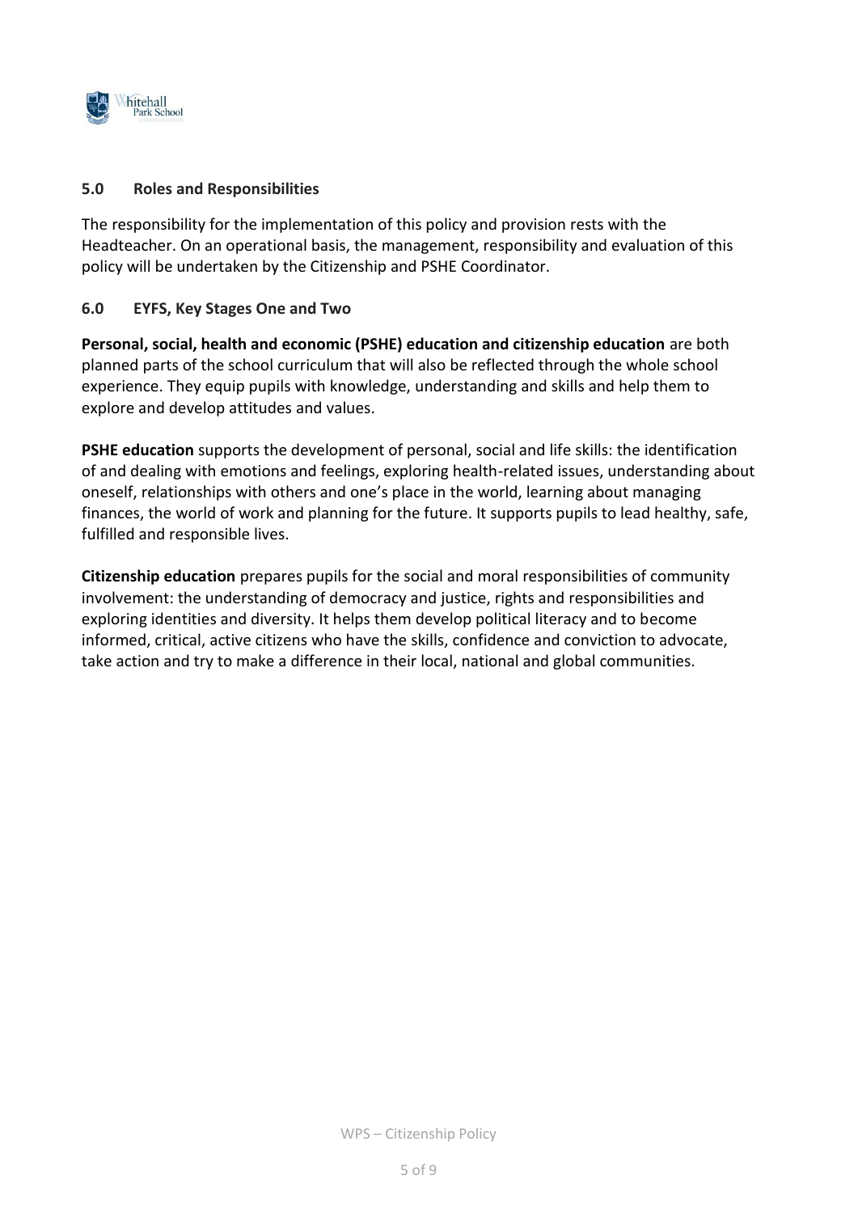## 5.0 Roles and Responsibilities

The responsibility for the implementation of this policy and provision rests with the Headteacher. On an operational basis, the management, responsibility and evaluation of this policy will be undertaken by the Citizenship and PSHE Coordinator.

## 6.0 EYFS, Key Stages One and Two

**Personal, social, health and economic (PSHE) education and citizenship education** are both planned parts of the school curriculum that will also be reflected through the whole school experience. They equip pupils with knowledge, understanding and skills and help them to explore and develop attitudes and values.

**PSHE education** supports the development of personal, social and life skills: the identification of and dealing with emotions and feelings, exploring health-related issues, understanding about oneself, relationships with others and one's place in the world, learning about managing finances, the world of work and planning for the future. It supports pupils to lead healthy, safe, fulfilled and responsible lives.

**Citizenship education** prepares pupils for the social and moral responsibilities of community involvement: the understanding of democracy and justice, rights and responsibilities and exploring identities and diversity. It helps them develop political literacy and to become informed, critical, active citizens who have the skills, confidence and conviction to advocate, take action and try to make a difference in their local, national and global communities.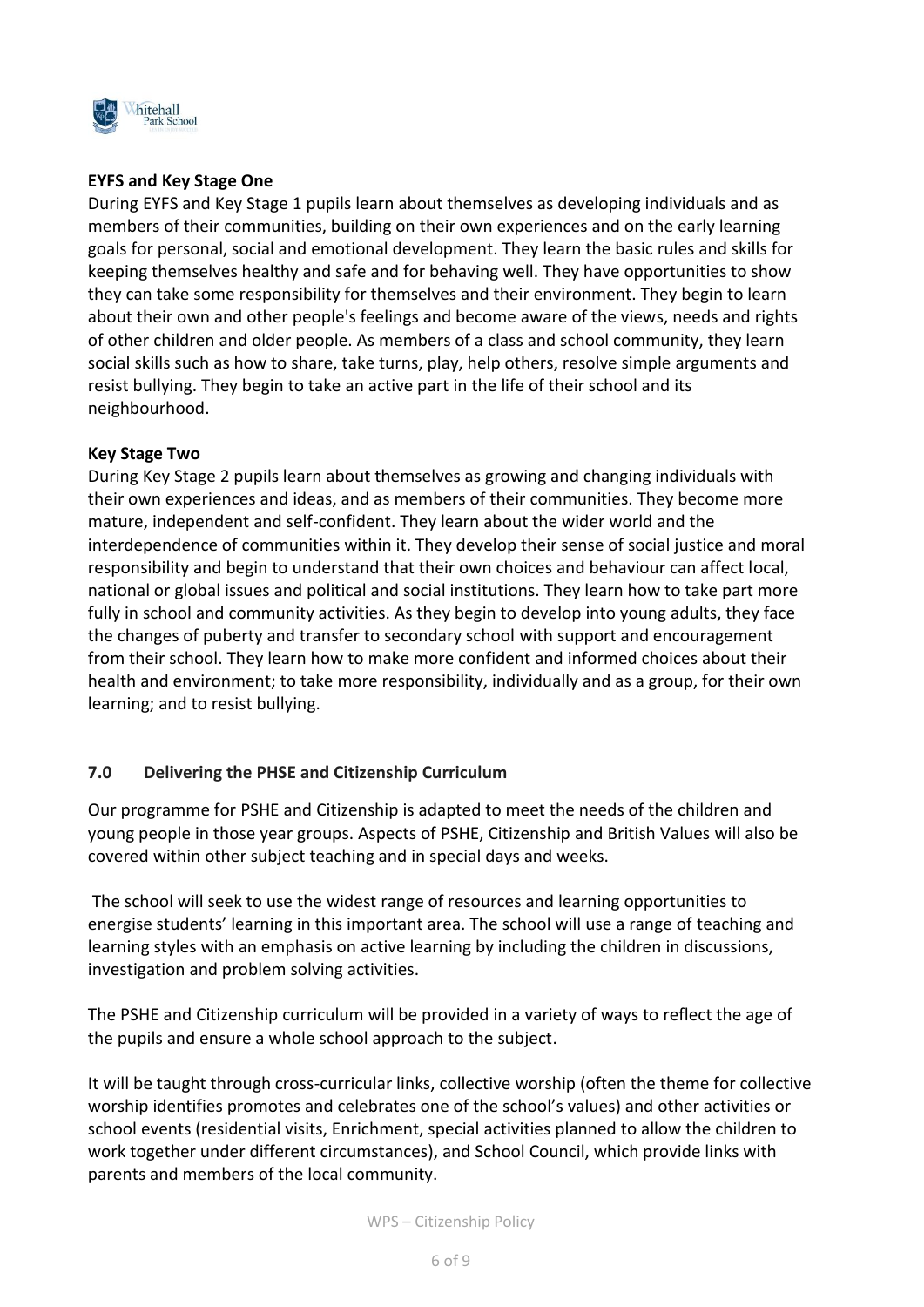**EYFS and Key Stage One**

During EYFS and Key Stage 1 pupils learn about themselves as developing individuals and as members of their communities, building on their own experiences and on the early learning goals for personal, social and emotional development. They learn the basic rules and skills for keeping themselves healthy and safe and for behaving well. They have opportunities to show they can take some responsibility for themselves and their environment. They begin to learn about their own and other people's feelings and become aware of the views, needs and rights of other children and older people. As members of a class and school community, they learn social skills such as how to share, take turns, play, help others, resolve simple arguments and resist bullying. They begin to take an active part in the life of their school and its neighbourhood.

**Key Stage Two**

During Key Stage 2 pupils learn about themselves as growing and changing individuals with their own experiences and ideas, and as members of their communities. They become more mature, independent and self-confident. They learn about the wider world and the interdependence of communities within it. They develop their sense of social justice and moral responsibility and begin to understand that their own choices and behaviour can affect local, national or global issues and political and social institutions. They learn how to take part more fully in school and community activities. As they begin to develop into young adults, they face the changes of puberty and transfer to secondary school with support and encouragement from their school. They learn how to make more confident and informed choices about their health and environment; to take more responsibility, individually and as a group, for their own learning; and to resist bullying.

## 7.0 Delivering the PHSE and Citizenship Curriculum

Our programme for PSHE and Citizenship is adapted to meet the needs of the children and young people in those year groups. Aspects of PSHE, Citizenship and British Values will also be covered within other subject teaching and in special days and weeks.

The school will seek to use the widest range of resources and learning opportunities to energise students' learning in this important area. The school will use a range of teaching and learning styles with an emphasis on active learning by including the children in discussions, investigation and problem solving activities.

The PSHE and Citizenship curriculum will be provided in a variety of ways to reflect the age of the pupils and ensure a whole school approach to the subject.

It will be taught through cross-curricular links, collective worship (often the theme for collective worship identifies promotes and celebrates one of the school's values) and other activities or school events (residential visits, Enrichment, special activities planned to allow the children to work together under different circumstances), and School Council, which provide links with parents and members of the local community.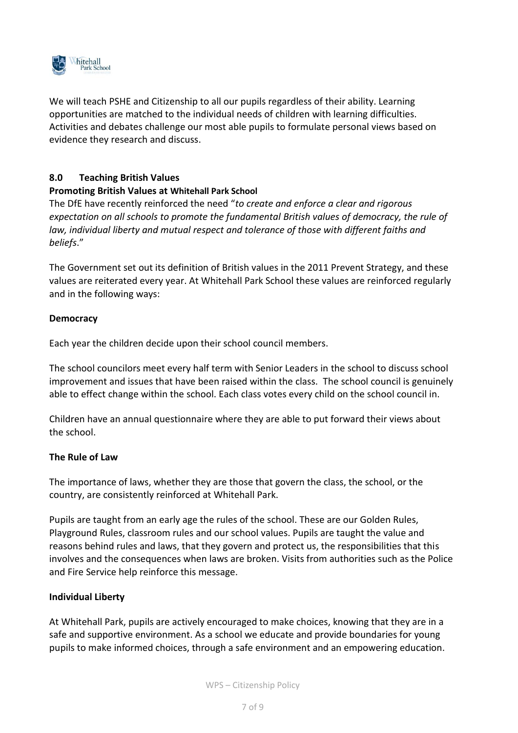We will teach PSHE and Citizenship to all our pupils regardless of their ability. Learning opportunities are matched to the individual needs of children with learning difficulties. Activities and debates challenge our most able pupils to formulate personal views based on evidence they research and discuss.

## 8.0 Teaching British Values

**Promoting British Values at Whitehall Park School**

The DfE have recently reinforced the need "*to create and enforce a clear and rigorous expectation on all schools to promote the fundamental British values of democracy, the rule of law, individual liberty and mutual respect and tolerance of those with different faiths and beliefs*."

The Government set out its definition of British values in the 2011 Prevent Strategy, and these values are reiterated every year. At Whitehall Park School these values are reinforced regularly and in the following ways:

### Democracy

Each year the children decide upon their school council members.

The school councilors meet every half term with Senior Leaders in the school to discuss school improvement and issues that have been raised within the class. The school council is genuinely able to effect change within the school. Each class votes every child on the school council in.

Children have an annual questionnaire where they are able to put forward their views about the school.

### The Rule of Law

The importance of laws, whether they are those that govern the class, the school, or the country, are consistently reinforced at Whitehall Park.

Pupils are taught from an early age the rules of the school. These are our Golden Rules, Playground Rules, classroom rules and our school values. Pupils are taught the value and reasons behind rules and laws, that they govern and protect us, the responsibilities that this involves and the consequences when laws are broken. Visits from authorities such as the Police and Fire Service help reinforce this message.

### Individual Liberty

At Whitehall Park, pupils are actively encouraged to make choices, knowing that they are in a safe and supportive environment. As a school we educate and provide boundaries for young pupils to make informed choices, through a safe environment and an empowering education.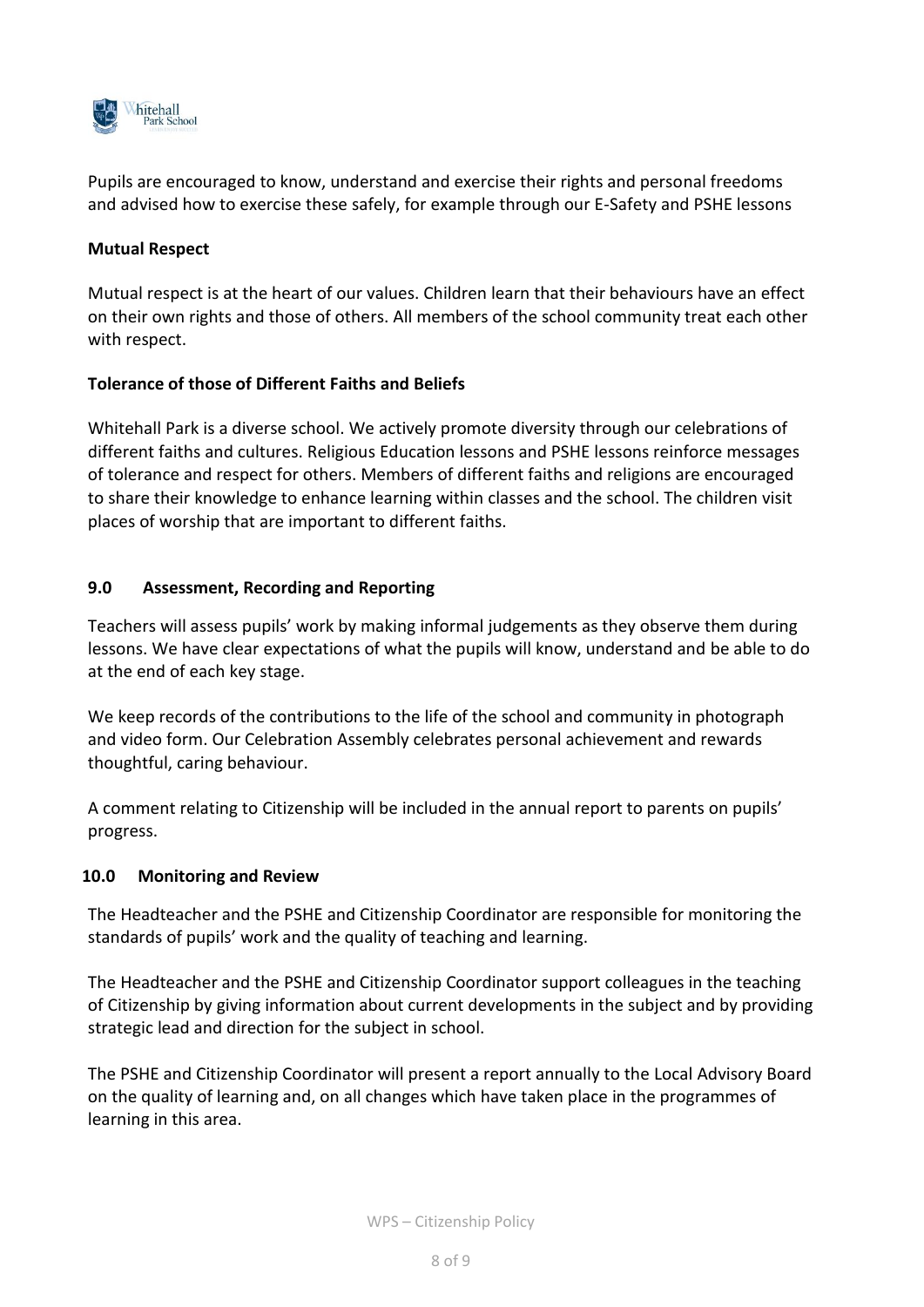Pupils are encouraged to know, understand and exercise their rights and personal freedoms and advised how to exercise these safely, for example through our E-Safety and PSHE lessons

**Mutual Respect**

Mutual respect is at the heart of our values. Children learn that their behaviours have an effect on their own rights and those of others. All members of the school community treat each other with respect.

**Tolerance of those of Different Faiths and Beliefs**

Whitehall Park is a diverse school. We actively promote diversity through our celebrations of different faiths and cultures. Religious Education lessons and PSHE lessons reinforce messages of tolerance and respect for others. Members of different faiths and religions are encouraged to share their knowledge to enhance learning within classes and the school. The children visit places of worship that are important to different faiths.

## 9.0 Assessment, Recording and Reporting

Teachers will assess pupils' work by making informal judgements as they observe them during lessons. We have clear expectations of what the pupils will know, understand and be able to do at the end of each key stage.

We keep records of the contributions to the life of the school and community in photograph and video form. Our Celebration Assembly celebrates personal achievement and rewards thoughtful, caring behaviour.

A comment relating to Citizenship will be included in the annual report to parents on pupils' progress.

## 10.0 Monitoring and Review

The Headteacher and the PSHE and Citizenship Coordinator are responsible for monitoring the standards of pupils' work and the quality of teaching and learning.

The Headteacher and the PSHE and Citizenship Coordinator support colleagues in the teaching of Citizenship by giving information about current developments in the subject and by providing strategic lead and direction for the subject in school.

The PSHE and Citizenship Coordinator will present a report annually to the Local Advisory Board on the quality of learning and, on all changes which have taken place in the programmes of learning in this area.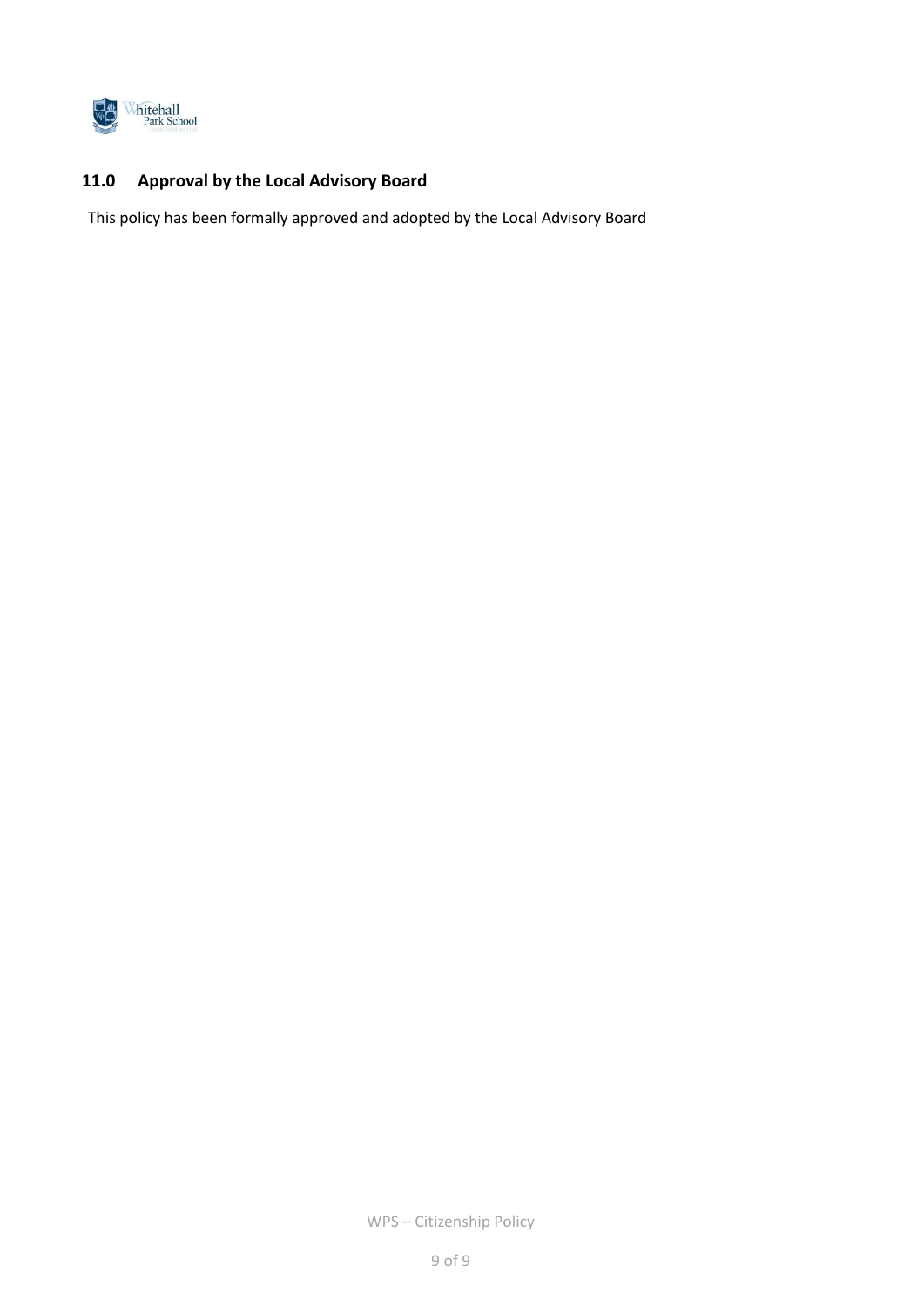## 11.0 Approval by the Local Advisory Board

This policy has been formally approved and adopted by the Local Advisory Board